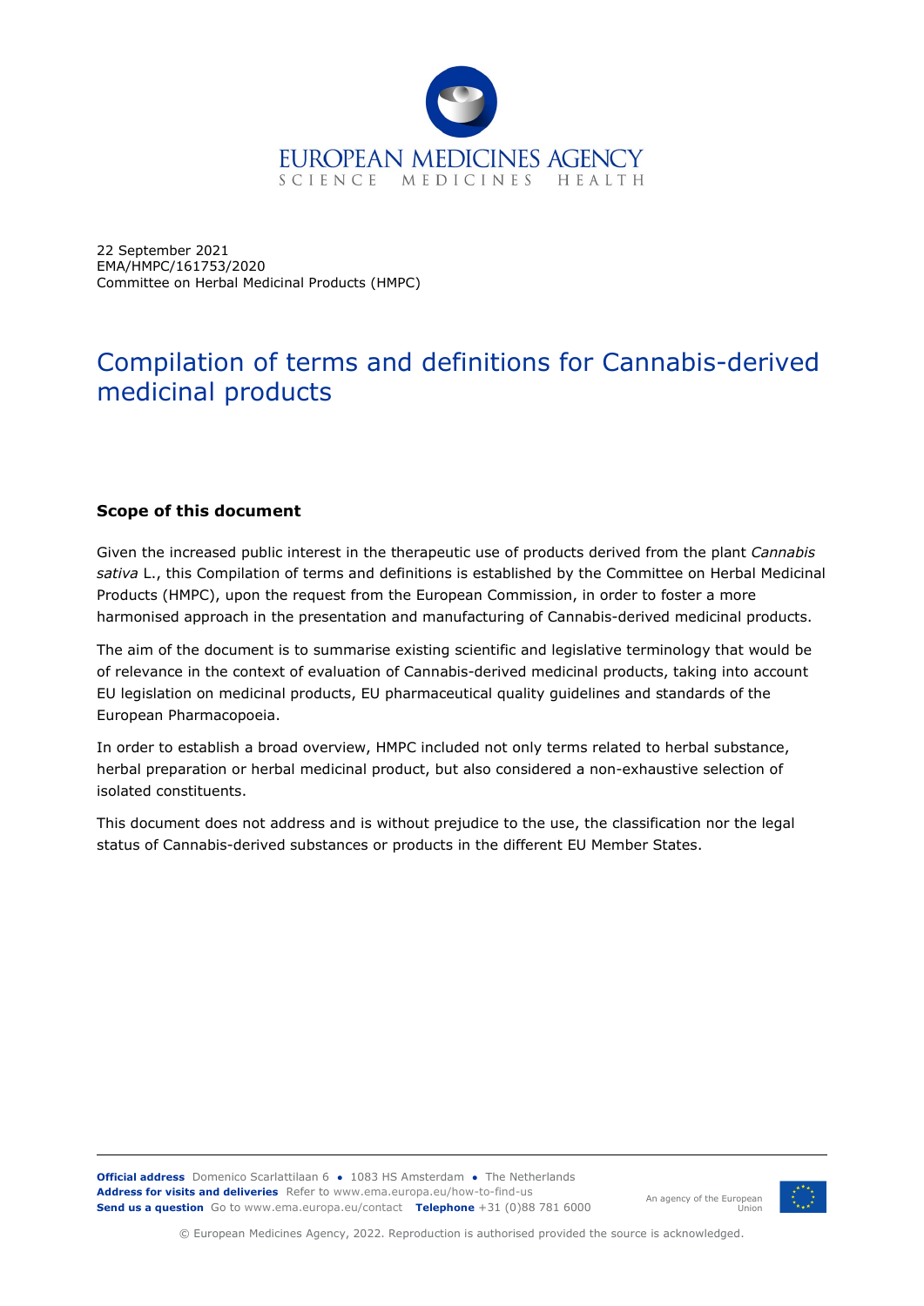22 September 2021
EMA/HMPC/161753/2020
Committee on Herbal Medicinal Products (HMPC)

# Compilation of terms and definitions for Cannabis-derived medicinal products

## Scope of this document

Given the increased public interest in the therapeutic use of products derived from the plant *Cannabis sativa* L., this Compilation of terms and definitions is established by the Committee on Herbal Medicinal Products (HMPC), upon the request from the European Commission, in order to foster a more harmonised approach in the presentation and manufacturing of Cannabis-derived medicinal products.

The aim of the document is to summarise existing scientific and legislative terminology that would be of relevance in the context of evaluation of Cannabis-derived medicinal products, taking into account EU legislation on medicinal products, EU pharmaceutical quality guidelines and standards of the European Pharmacopoeia.

In order to establish a broad overview, HMPC included not only terms related to herbal substance, herbal preparation or herbal medicinal product, but also considered a non-exhaustive selection of isolated constituents.

This document does not address and is without prejudice to the use, the classification nor the legal status of Cannabis-derived substances or products in the different EU Member States.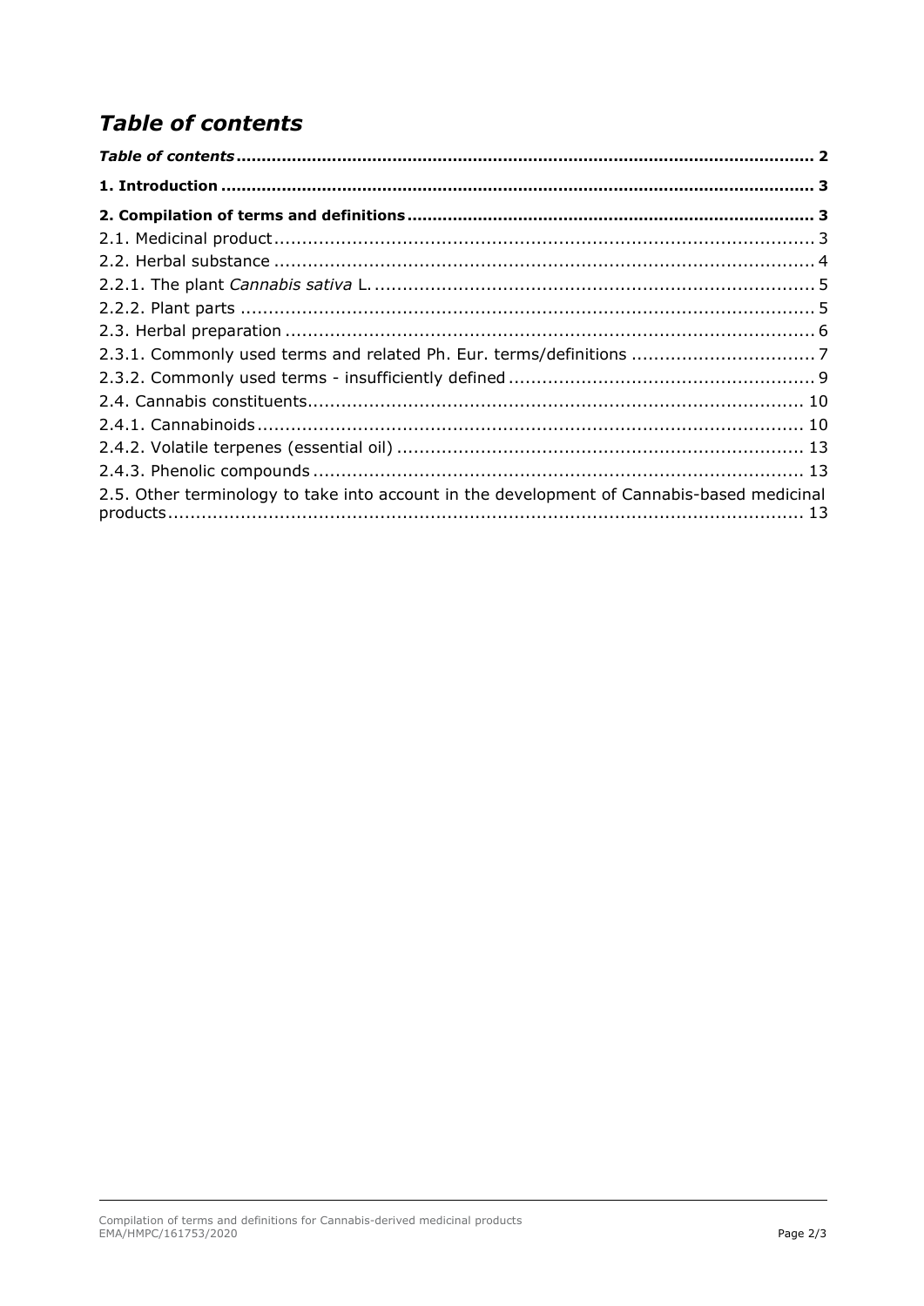# *Table of contents*

***Table of contents*** ........................................................................................................ **2**

**1. Introduction** .................................................................................................................. **3**

**2. Compilation of terms and definitions** ............................................................................ **3**

2.1. Medicinal product ............................................................................................................ 3

2.2. Herbal substance ............................................................................................................ 4

2.2.1. The plant *Cannabis sativa* L. ........................................................................................ 5

2.2.2. Plant parts .................................................................................................................. 5

2.3. Herbal preparation .......................................................................................................... 6

2.3.1. Commonly used terms and related Ph. Eur. terms/definitions ........................................ 7

2.3.2. Commonly used terms - insufficiently defined ............................................................... 9

2.4. Cannabis constituents ...................................................................................................... 10

2.4.1. Cannabinoids ............................................................................................................... 10

2.4.2. Volatile terpenes (essential oil) ...................................................................................... 13

2.4.3. Phenolic compounds ..................................................................................................... 13

2.5. Other terminology to take into account in the development of Cannabis-based medicinal products ..................................................................................................................... 13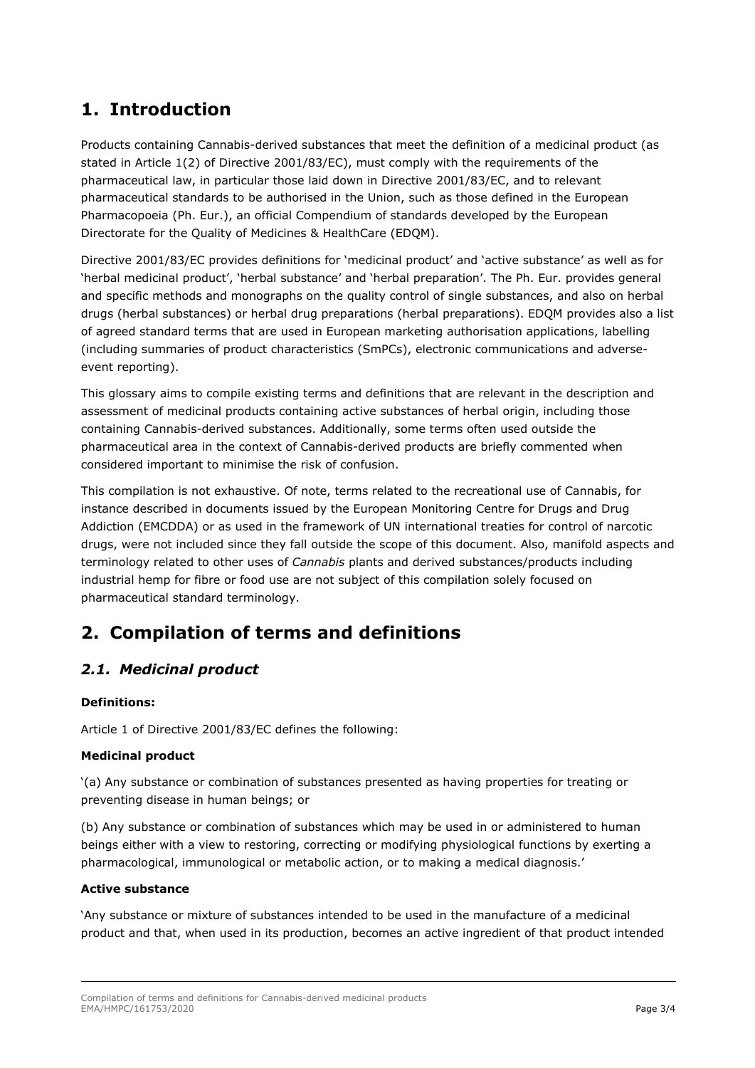# 1. Introduction

Products containing Cannabis-derived substances that meet the definition of a medicinal product (as stated in Article 1(2) of Directive 2001/83/EC), must comply with the requirements of the pharmaceutical law, in particular those laid down in Directive 2001/83/EC, and to relevant pharmaceutical standards to be authorised in the Union, such as those defined in the European Pharmacopoeia (Ph. Eur.), an official Compendium of standards developed by the European Directorate for the Quality of Medicines & HealthCare (EDQM).

Directive 2001/83/EC provides definitions for 'medicinal product' and 'active substance' as well as for 'herbal medicinal product', 'herbal substance' and 'herbal preparation'. The Ph. Eur. provides general and specific methods and monographs on the quality control of single substances, and also on herbal drugs (herbal substances) or herbal drug preparations (herbal preparations). EDQM provides also a list of agreed standard terms that are used in European marketing authorisation applications, labelling (including summaries of product characteristics (SmPCs), electronic communications and adverse-event reporting).

This glossary aims to compile existing terms and definitions that are relevant in the description and assessment of medicinal products containing active substances of herbal origin, including those containing Cannabis-derived substances. Additionally, some terms often used outside the pharmaceutical area in the context of Cannabis-derived products are briefly commented when considered important to minimise the risk of confusion.

This compilation is not exhaustive. Of note, terms related to the recreational use of Cannabis, for instance described in documents issued by the European Monitoring Centre for Drugs and Drug Addiction (EMCDDA) or as used in the framework of UN international treaties for control of narcotic drugs, were not included since they fall outside the scope of this document. Also, manifold aspects and terminology related to other uses of *Cannabis* plants and derived substances/products including industrial hemp for fibre or food use are not subject of this compilation solely focused on pharmaceutical standard terminology.

# 2. Compilation of terms and definitions

## *2.1. Medicinal product*

**Definitions:**

Article 1 of Directive 2001/83/EC defines the following:

**Medicinal product**

'(a) Any substance or combination of substances presented as having properties for treating or preventing disease in human beings; or

(b) Any substance or combination of substances which may be used in or administered to human beings either with a view to restoring, correcting or modifying physiological functions by exerting a pharmacological, immunological or metabolic action, or to making a medical diagnosis.'

**Active substance**

'Any substance or mixture of substances intended to be used in the manufacture of a medicinal product and that, when used in its production, becomes an active ingredient of that product intended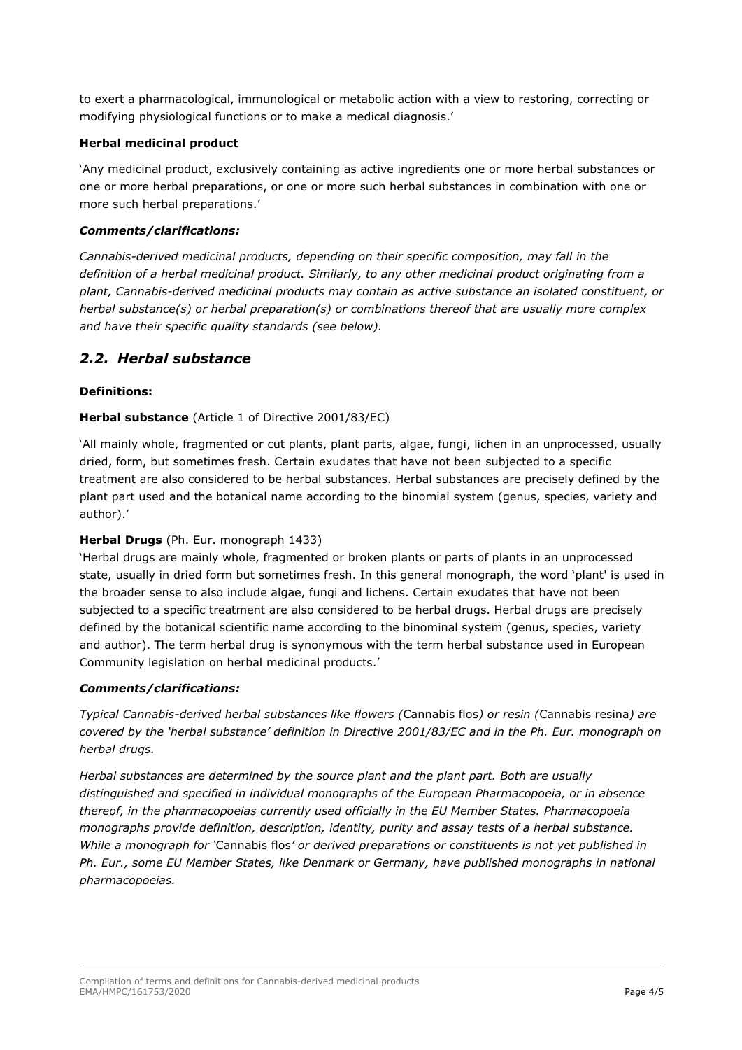to exert a pharmacological, immunological or metabolic action with a view to restoring, correcting or modifying physiological functions or to make a medical diagnosis.'

**Herbal medicinal product**

'Any medicinal product, exclusively containing as active ingredients one or more herbal substances or one or more herbal preparations, or one or more such herbal substances in combination with one or more such herbal preparations.'

***Comments/clarifications:***

*Cannabis-derived medicinal products, depending on their specific composition, may fall in the definition of a herbal medicinal product. Similarly, to any other medicinal product originating from a plant, Cannabis-derived medicinal products may contain as active substance an isolated constituent, or herbal substance(s) or herbal preparation(s) or combinations thereof that are usually more complex and have their specific quality standards (see below).*

## *2.2. Herbal substance*

**Definitions:**

**Herbal substance** (Article 1 of Directive 2001/83/EC)

'All mainly whole, fragmented or cut plants, plant parts, algae, fungi, lichen in an unprocessed, usually dried, form, but sometimes fresh. Certain exudates that have not been subjected to a specific treatment are also considered to be herbal substances. Herbal substances are precisely defined by the plant part used and the botanical name according to the binomial system (genus, species, variety and author).'

**Herbal Drugs** (Ph. Eur. monograph 1433)

'Herbal drugs are mainly whole, fragmented or broken plants or parts of plants in an unprocessed state, usually in dried form but sometimes fresh. In this general monograph, the word 'plant' is used in the broader sense to also include algae, fungi and lichens. Certain exudates that have not been subjected to a specific treatment are also considered to be herbal drugs. Herbal drugs are precisely defined by the botanical scientific name according to the binominal system (genus, species, variety and author). The term herbal drug is synonymous with the term herbal substance used in European Community legislation on herbal medicinal products.'

***Comments/clarifications:***

*Typical Cannabis-derived herbal substances like flowers (*Cannabis flos*) or resin (*Cannabis resina*) are covered by the 'herbal substance' definition in Directive 2001/83/EC and in the Ph. Eur. monograph on herbal drugs.*

*Herbal substances are determined by the source plant and the plant part. Both are usually distinguished and specified in individual monographs of the European Pharmacopoeia, or in absence thereof, in the pharmacopoeias currently used officially in the EU Member States. Pharmacopoeia monographs provide definition, description, identity, purity and assay tests of a herbal substance. While a monograph for '*Cannabis flos*' or derived preparations or constituents is not yet published in Ph. Eur., some EU Member States, like Denmark or Germany, have published monographs in national pharmacopoeias.*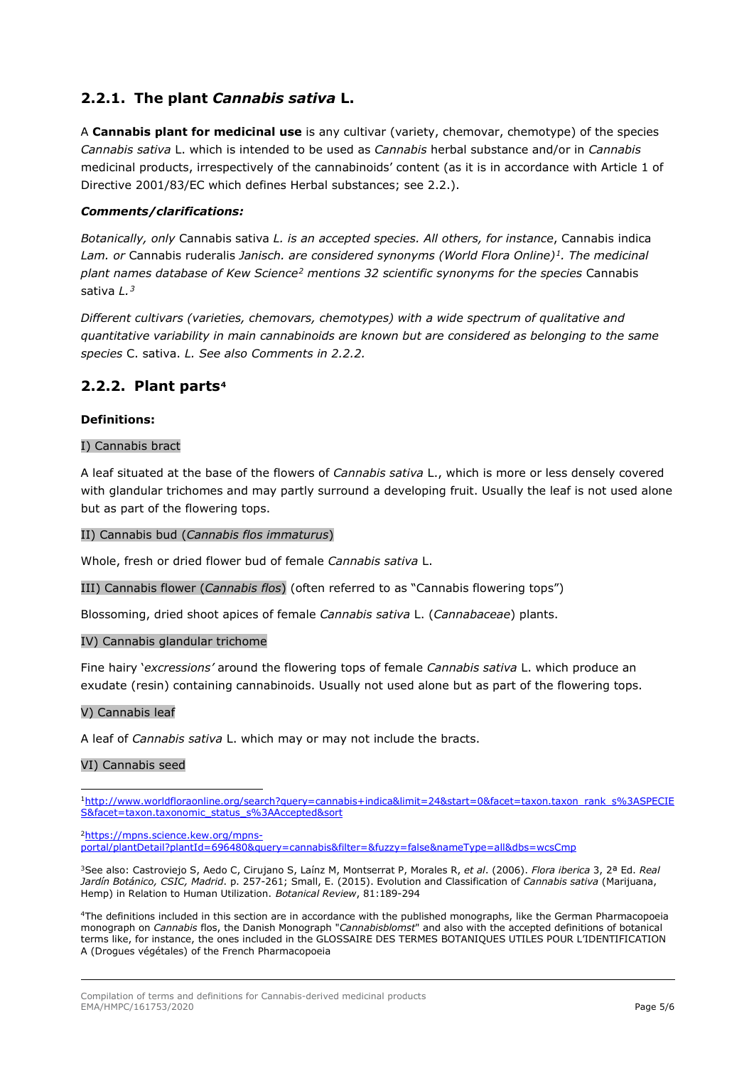## 2.2.1. The plant *Cannabis sativa* L.

A **Cannabis plant for medicinal use** is any cultivar (variety, chemovar, chemotype) of the species *Cannabis sativa* L. which is intended to be used as *Cannabis* herbal substance and/or in *Cannabis* medicinal products, irrespectively of the cannabinoids' content (as it is in accordance with Article 1 of Directive 2001/83/EC which defines Herbal substances; see 2.2.).

***Comments/clarifications:***

*Botanically, only* Cannabis sativa *L. is an accepted species. All others, for instance*, Cannabis indica *Lam. or* Cannabis ruderalis *Janisch. are considered synonyms (World Flora Online)*[1]*. The medicinal plant names database of Kew Science*[2] *mentions 32 scientific synonyms for the species* Cannabis sativa *L.*[3]

*Different cultivars (varieties, chemovars, chemotypes) with a wide spectrum of qualitative and quantitative variability in main cannabinoids are known but are considered as belonging to the same species* C. sativa. *L. See also Comments in 2.2.2.*

## 2.2.2. Plant parts[4]

**Definitions:**

I) Cannabis bract

A leaf situated at the base of the flowers of *Cannabis sativa* L., which is more or less densely covered with glandular trichomes and may partly surround a developing fruit. Usually the leaf is not used alone but as part of the flowering tops.

II) Cannabis bud (*Cannabis flos immaturus*)

Whole, fresh or dried flower bud of female *Cannabis sativa* L.

III) Cannabis flower (*Cannabis flos*) (often referred to as "Cannabis flowering tops")

Blossoming, dried shoot apices of female *Cannabis sativa* L. (*Cannabaceae*) plants.

IV) Cannabis glandular trichome

Fine hairy '*excressions'* around the flowering tops of female *Cannabis sativa* L. which produce an exudate (resin) containing cannabinoids. Usually not used alone but as part of the flowering tops.

V) Cannabis leaf

A leaf of *Cannabis sativa* L. which may or may not include the bracts.

VI) Cannabis seed

---

[1] http://www.worldfloraonline.org/search?query=cannabis+indica&limit=24&start=0&facet=taxon.taxon_rank_s%3ASPECIES&facet=taxon.taxonomic_status_s%3AAccepted&sort

[2] https://mpns.science.kew.org/mpns-portal/plantDetail?plantId=696480&query=cannabis&filter=&fuzzy=false&nameType=all&dbs=wcsCmp

[3] See also: Castroviejo S, Aedo C, Cirujano S, Laínz M, Montserrat P, Morales R, *et al*. (2006). *Flora iberica* 3, 2ª Ed. *Real Jardín Botánico, CSIC, Madrid*. p. 257-261; Small, E. (2015). Evolution and Classification of *Cannabis sativa* (Marijuana, Hemp) in Relation to Human Utilization. *Botanical Review*, 81:189-294

[4] The definitions included in this section are in accordance with the published monographs, like the German Pharmacopoeia monograph on *Cannabis* flos, the Danish Monograph "*Cannabisblomst*" and also with the accepted definitions of botanical terms like, for instance, the ones included in the GLOSSAIRE DES TERMES BOTANIQUES UTILES POUR L'IDENTIFICATION A (Drogues végétales) of the French Pharmacopoeia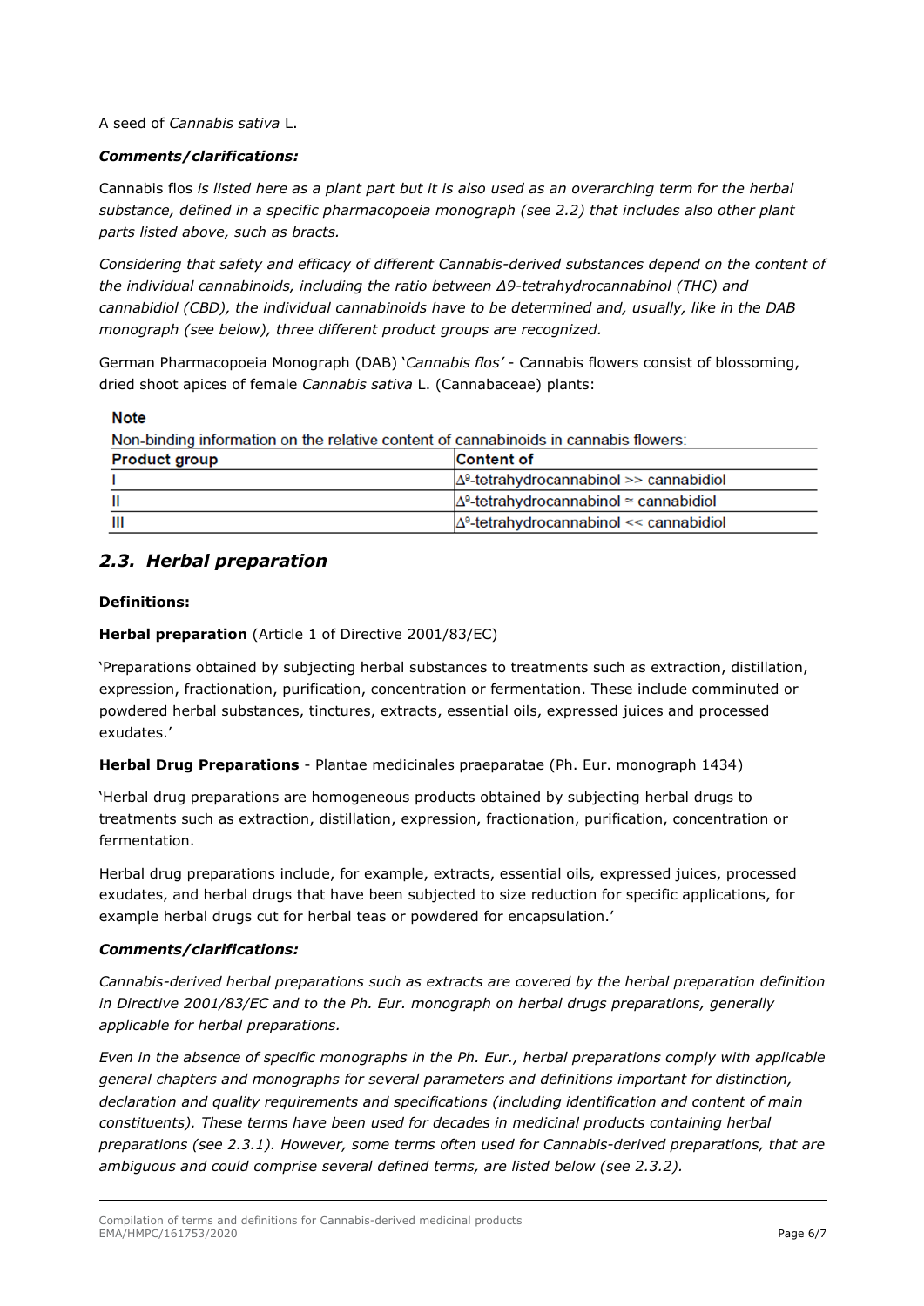A seed of *Cannabis sativa* L.

***Comments/clarifications:***

Cannabis flos *is listed here as a plant part but it is also used as an overarching term for the herbal substance, defined in a specific pharmacopoeia monograph (see 2.2) that includes also other plant parts listed above, such as bracts.*

*Considering that safety and efficacy of different Cannabis-derived substances depend on the content of the individual cannabinoids, including the ratio between Δ9-tetrahydrocannabinol (THC) and cannabidiol (CBD), the individual cannabinoids have to be determined and, usually, like in the DAB monograph (see below), three different product groups are recognized.*

German Pharmacopoeia Monograph (DAB) '*Cannabis flos'* - Cannabis flowers consist of blossoming, dried shoot apices of female *Cannabis sativa* L. (Cannabaceae) plants:

**Note**

Non-binding information on the relative content of cannabinoids in cannabis flowers:

| Product group | Content of |
|---|---|
| I | $\Delta^9$-tetrahydrocannabinol >> cannabidiol |
| II | $\Delta^9$-tetrahydrocannabinol ≈ cannabidiol |
| III | $\Delta^9$-tetrahydrocannabinol << cannabidiol |

## *2.3. Herbal preparation*

**Definitions:**

**Herbal preparation** (Article 1 of Directive 2001/83/EC)

'Preparations obtained by subjecting herbal substances to treatments such as extraction, distillation, expression, fractionation, purification, concentration or fermentation. These include comminuted or powdered herbal substances, tinctures, extracts, essential oils, expressed juices and processed exudates.'

**Herbal Drug Preparations** - Plantae medicinales praeparatae (Ph. Eur. monograph 1434)

'Herbal drug preparations are homogeneous products obtained by subjecting herbal drugs to treatments such as extraction, distillation, expression, fractionation, purification, concentration or fermentation.

Herbal drug preparations include, for example, extracts, essential oils, expressed juices, processed exudates, and herbal drugs that have been subjected to size reduction for specific applications, for example herbal drugs cut for herbal teas or powdered for encapsulation.'

***Comments/clarifications:***

*Cannabis-derived herbal preparations such as extracts are covered by the herbal preparation definition in Directive 2001/83/EC and to the Ph. Eur. monograph on herbal drugs preparations, generally applicable for herbal preparations.*

*Even in the absence of specific monographs in the Ph. Eur., herbal preparations comply with applicable general chapters and monographs for several parameters and definitions important for distinction, declaration and quality requirements and specifications (including identification and content of main constituents). These terms have been used for decades in medicinal products containing herbal preparations (see 2.3.1). However, some terms often used for Cannabis-derived preparations, that are ambiguous and could comprise several defined terms, are listed below (see 2.3.2).*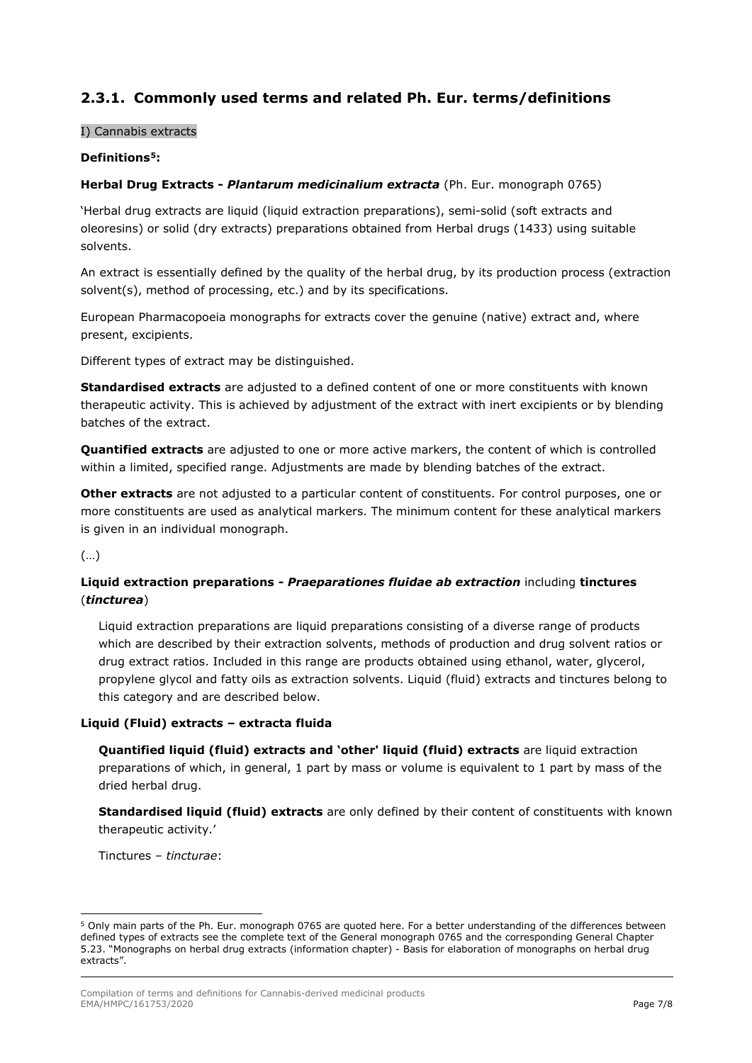## 2.3.1. Commonly used terms and related Ph. Eur. terms/definitions

I) Cannabis extracts

**Definitions[5]:**

**Herbal Drug Extracts -** ***Plantarum medicinalium extracta*** (Ph. Eur. monograph 0765)

'Herbal drug extracts are liquid (liquid extraction preparations), semi-solid (soft extracts and oleoresins) or solid (dry extracts) preparations obtained from Herbal drugs (1433) using suitable solvents.

An extract is essentially defined by the quality of the herbal drug, by its production process (extraction solvent(s), method of processing, etc.) and by its specifications.

European Pharmacopoeia monographs for extracts cover the genuine (native) extract and, where present, excipients.

Different types of extract may be distinguished.

**Standardised extracts** are adjusted to a defined content of one or more constituents with known therapeutic activity. This is achieved by adjustment of the extract with inert excipients or by blending batches of the extract.

**Quantified extracts** are adjusted to one or more active markers, the content of which is controlled within a limited, specified range. Adjustments are made by blending batches of the extract.

**Other extracts** are not adjusted to a particular content of constituents. For control purposes, one or more constituents are used as analytical markers. The minimum content for these analytical markers is given in an individual monograph.

(…)

**Liquid extraction preparations -** ***Praeparationes fluidae ab extraction*** including **tinctures** (***tincturea***)

Liquid extraction preparations are liquid preparations consisting of a diverse range of products which are described by their extraction solvents, methods of production and drug solvent ratios or drug extract ratios. Included in this range are products obtained using ethanol, water, glycerol, propylene glycol and fatty oils as extraction solvents. Liquid (fluid) extracts and tinctures belong to this category and are described below.

**Liquid (Fluid) extracts – extracta fluida**

**Quantified liquid (fluid) extracts and 'other' liquid (fluid) extracts** are liquid extraction preparations of which, in general, 1 part by mass or volume is equivalent to 1 part by mass of the dried herbal drug.

**Standardised liquid (fluid) extracts** are only defined by their content of constituents with known therapeutic activity.'

Tinctures – *tincturae*:

---

[5] Only main parts of the Ph. Eur. monograph 0765 are quoted here. For a better understanding of the differences between defined types of extracts see the complete text of the General monograph 0765 and the corresponding General Chapter 5.23. "Monographs on herbal drug extracts (information chapter) - Basis for elaboration of monographs on herbal drug extracts".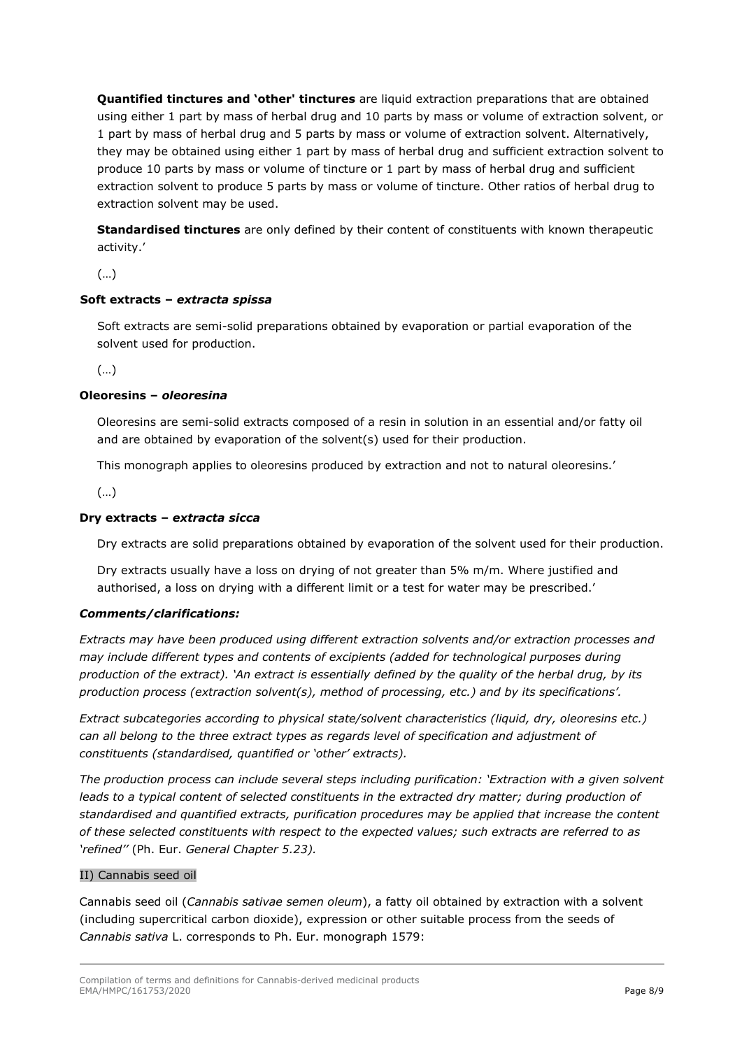**Quantified tinctures and 'other' tinctures** are liquid extraction preparations that are obtained using either 1 part by mass of herbal drug and 10 parts by mass or volume of extraction solvent, or 1 part by mass of herbal drug and 5 parts by mass or volume of extraction solvent. Alternatively, they may be obtained using either 1 part by mass of herbal drug and sufficient extraction solvent to produce 10 parts by mass or volume of tincture or 1 part by mass of herbal drug and sufficient extraction solvent to produce 5 parts by mass or volume of tincture. Other ratios of herbal drug to extraction solvent may be used.

**Standardised tinctures** are only defined by their content of constituents with known therapeutic activity.'

(…)

**Soft extracts – *extracta spissa***

Soft extracts are semi-solid preparations obtained by evaporation or partial evaporation of the solvent used for production.

(…)

**Oleoresins – *oleoresina***

Oleoresins are semi-solid extracts composed of a resin in solution in an essential and/or fatty oil and are obtained by evaporation of the solvent(s) used for their production.

This monograph applies to oleoresins produced by extraction and not to natural oleoresins.'

(…)

**Dry extracts – *extracta sicca***

Dry extracts are solid preparations obtained by evaporation of the solvent used for their production.

Dry extracts usually have a loss on drying of not greater than 5% m/m. Where justified and authorised, a loss on drying with a different limit or a test for water may be prescribed.'

***Comments/clarifications:***

*Extracts may have been produced using different extraction solvents and/or extraction processes and may include different types and contents of excipients (added for technological purposes during production of the extract). 'An extract is essentially defined by the quality of the herbal drug, by its production process (extraction solvent(s), method of processing, etc.) and by its specifications'.*

*Extract subcategories according to physical state/solvent characteristics (liquid, dry, oleoresins etc.) can all belong to the three extract types as regards level of specification and adjustment of constituents (standardised, quantified or 'other' extracts).*

*The production process can include several steps including purification: 'Extraction with a given solvent leads to a typical content of selected constituents in the extracted dry matter; during production of standardised and quantified extracts, purification procedures may be applied that increase the content of these selected constituents with respect to the expected values; such extracts are referred to as 'refined''* (Ph. Eur. *General Chapter 5.23).*

II) Cannabis seed oil

Cannabis seed oil (*Cannabis sativae semen oleum*), a fatty oil obtained by extraction with a solvent (including supercritical carbon dioxide), expression or other suitable process from the seeds of *Cannabis sativa* L. corresponds to Ph. Eur. monograph 1579: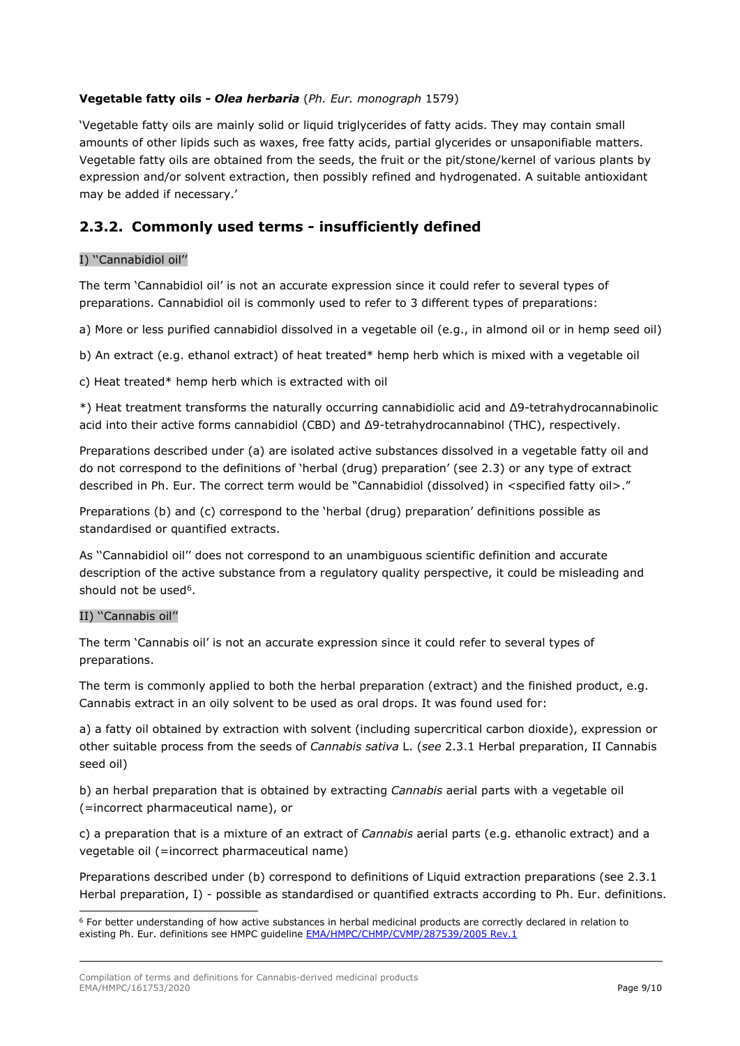**Vegetable fatty oils - *Olea herbaria*** (*Ph. Eur. monograph* 1579)

'Vegetable fatty oils are mainly solid or liquid triglycerides of fatty acids. They may contain small amounts of other lipids such as waxes, free fatty acids, partial glycerides or unsaponifiable matters. Vegetable fatty oils are obtained from the seeds, the fruit or the pit/stone/kernel of various plants by expression and/or solvent extraction, then possibly refined and hydrogenated. A suitable antioxidant may be added if necessary.'

## 2.3.2. Commonly used terms - insufficiently defined

I) ''Cannabidiol oil''

The term 'Cannabidiol oil' is not an accurate expression since it could refer to several types of preparations. Cannabidiol oil is commonly used to refer to 3 different types of preparations:

a) More or less purified cannabidiol dissolved in a vegetable oil (e.g., in almond oil or in hemp seed oil)

b) An extract (e.g. ethanol extract) of heat treated* hemp herb which is mixed with a vegetable oil

c) Heat treated* hemp herb which is extracted with oil

*) Heat treatment transforms the naturally occurring cannabidiolic acid and Δ9-tetrahydrocannabinolic acid into their active forms cannabidiol (CBD) and Δ9-tetrahydrocannabinol (THC), respectively.

Preparations described under (a) are isolated active substances dissolved in a vegetable fatty oil and do not correspond to the definitions of 'herbal (drug) preparation' (see 2.3) or any type of extract described in Ph. Eur. The correct term would be "Cannabidiol (dissolved) in <specified fatty oil>."

Preparations (b) and (c) correspond to the 'herbal (drug) preparation' definitions possible as standardised or quantified extracts.

As ''Cannabidiol oil'' does not correspond to an unambiguous scientific definition and accurate description of the active substance from a regulatory quality perspective, it could be misleading and should not be used[6].

II) ''Cannabis oil''

The term 'Cannabis oil' is not an accurate expression since it could refer to several types of preparations.

The term is commonly applied to both the herbal preparation (extract) and the finished product, e.g. Cannabis extract in an oily solvent to be used as oral drops. It was found used for:

a) a fatty oil obtained by extraction with solvent (including supercritical carbon dioxide), expression or other suitable process from the seeds of *Cannabis sativa* L. (*see* 2.3.1 Herbal preparation, II Cannabis seed oil)

b) an herbal preparation that is obtained by extracting *Cannabis* aerial parts with a vegetable oil (=incorrect pharmaceutical name), or

c) a preparation that is a mixture of an extract of *Cannabis* aerial parts (e.g. ethanolic extract) and a vegetable oil (=incorrect pharmaceutical name)

Preparations described under (b) correspond to definitions of Liquid extraction preparations (see 2.3.1 Herbal preparation, I) - possible as standardised or quantified extracts according to Ph. Eur. definitions.

[6] For better understanding of how active substances in herbal medicinal products are correctly declared in relation to existing Ph. Eur. definitions see HMPC guideline EMA/HMPC/CHMP/CVMP/287539/2005 Rev.1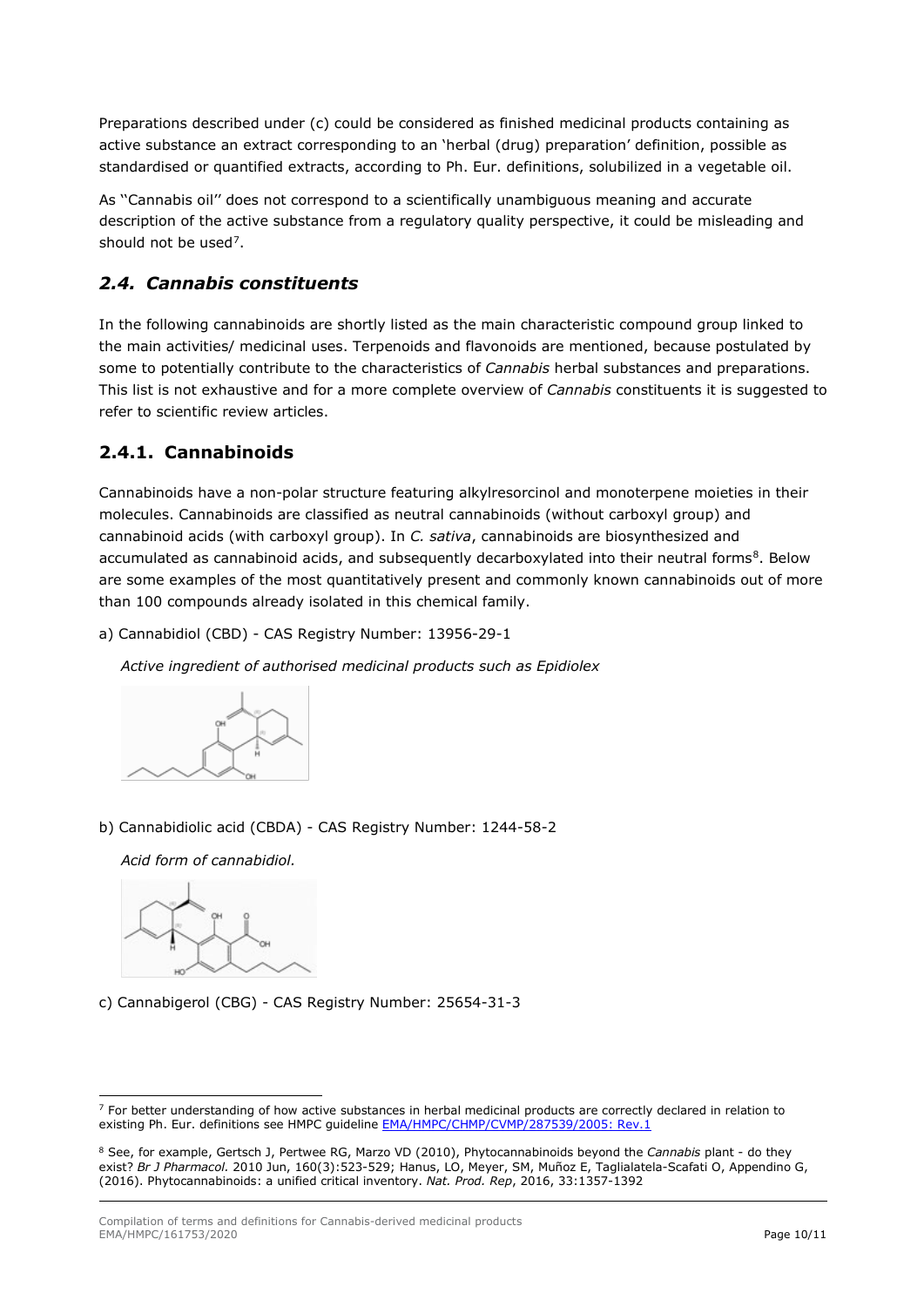Preparations described under (c) could be considered as finished medicinal products containing as active substance an extract corresponding to an 'herbal (drug) preparation' definition, possible as standardised or quantified extracts, according to Ph. Eur. definitions, solubilized in a vegetable oil.

As ''Cannabis oil'' does not correspond to a scientifically unambiguous meaning and accurate description of the active substance from a regulatory quality perspective, it could be misleading and should not be used[7].

## *2.4. Cannabis constituents*

In the following cannabinoids are shortly listed as the main characteristic compound group linked to the main activities/ medicinal uses. Terpenoids and flavonoids are mentioned, because postulated by some to potentially contribute to the characteristics of *Cannabis* herbal substances and preparations. This list is not exhaustive and for a more complete overview of *Cannabis* constituents it is suggested to refer to scientific review articles.

### 2.4.1. Cannabinoids

Cannabinoids have a non-polar structure featuring alkylresorcinol and monoterpene moieties in their molecules. Cannabinoids are classified as neutral cannabinoids (without carboxyl group) and cannabinoid acids (with carboxyl group). In *C. sativa*, cannabinoids are biosynthesized and accumulated as cannabinoid acids, and subsequently decarboxylated into their neutral forms[8]. Below are some examples of the most quantitatively present and commonly known cannabinoids out of more than 100 compounds already isolated in this chemical family.

a) Cannabidiol (CBD) - CAS Registry Number: 13956-29-1

*Active ingredient of authorised medicinal products such as Epidiolex*

b) Cannabidiolic acid (CBDA) - CAS Registry Number: 1244-58-2

*Acid form of cannabidiol.*

c) Cannabigerol (CBG) - CAS Registry Number: 25654-31-3

---

[7] For better understanding of how active substances in herbal medicinal products are correctly declared in relation to existing Ph. Eur. definitions see HMPC guideline [EMA/HMPC/CHMP/CVMP/287539/2005: Rev.1](EMA/HMPC/CHMP/CVMP/287539/2005: Rev.1)

[8] See, for example, Gertsch J, Pertwee RG, Marzo VD (2010), Phytocannabinoids beyond the *Cannabis* plant - do they exist? *Br J Pharmacol.* 2010 Jun, 160(3):523-529; Hanus, LO, Meyer, SM, Muñoz E, Taglialatela-Scafati O, Appendino G, (2016). Phytocannabinoids: a unified critical inventory. *Nat. Prod. Rep*, 2016, 33:1357-1392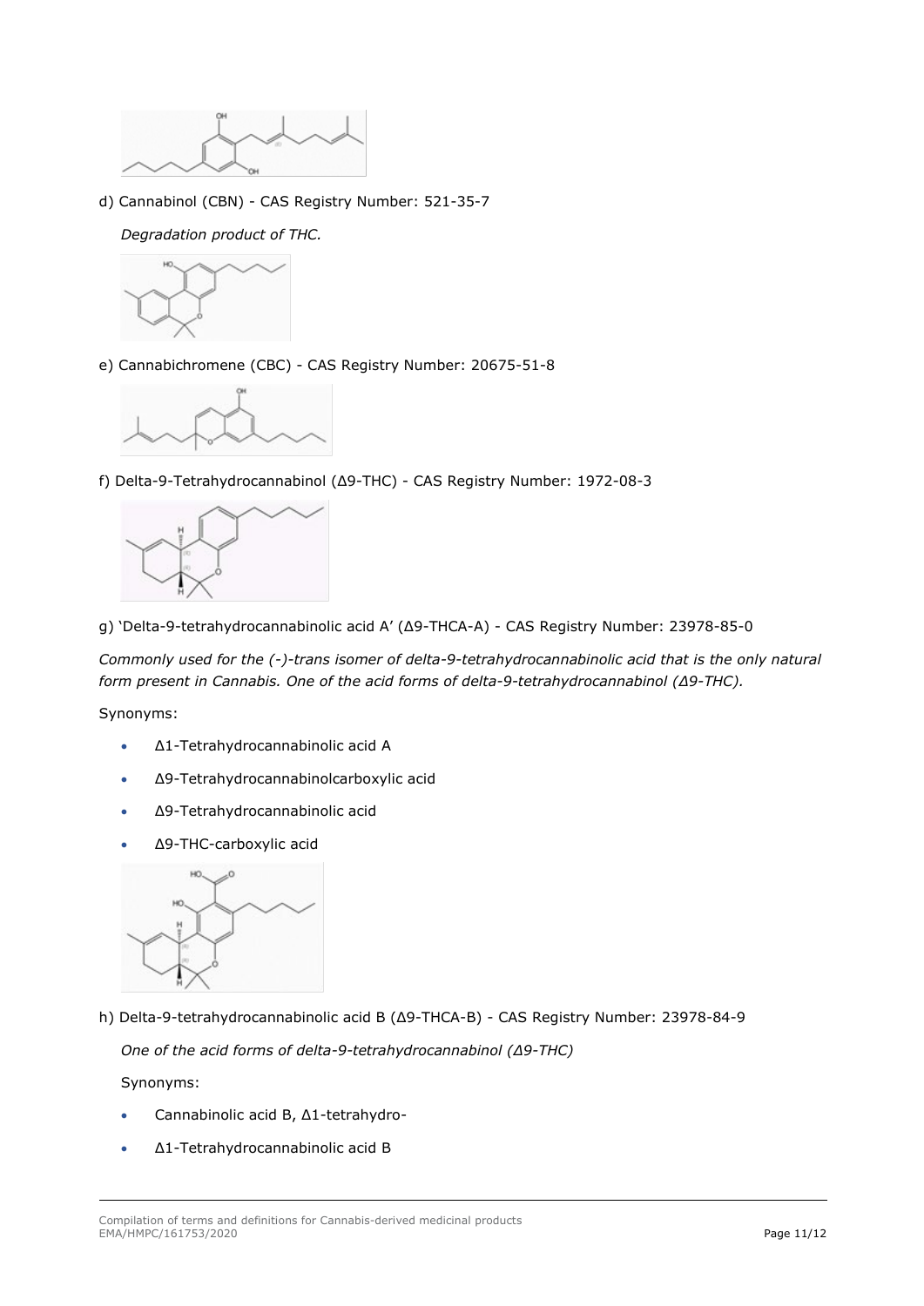d) Cannabinol (CBN) - CAS Registry Number: 521-35-7

*Degradation product of THC.*

e) Cannabichromene (CBC) - CAS Registry Number: 20675-51-8

f) Delta-9-Tetrahydrocannabinol (Δ9-THC) - CAS Registry Number: 1972-08-3

g) 'Delta-9-tetrahydrocannabinolic acid A' (Δ9-THCA-A) - CAS Registry Number: 23978-85-0

*Commonly used for the (-)-trans isomer of delta-9-tetrahydrocannabinolic acid that is the only natural form present in Cannabis. One of the acid forms of delta-9-tetrahydrocannabinol (Δ9-THC).*

Synonyms:

- Δ1-Tetrahydrocannabinolic acid A
- Δ9-Tetrahydrocannabinolcarboxylic acid
- Δ9-Tetrahydrocannabinolic acid
- Δ9-THC-carboxylic acid

h) Delta-9-tetrahydrocannabinolic acid B (Δ9-THCA-B) - CAS Registry Number: 23978-84-9

*One of the acid forms of delta-9-tetrahydrocannabinol (Δ9-THC)*

Synonyms:

- Cannabinolic acid B, Δ1-tetrahydro-
- Δ1-Tetrahydrocannabinolic acid B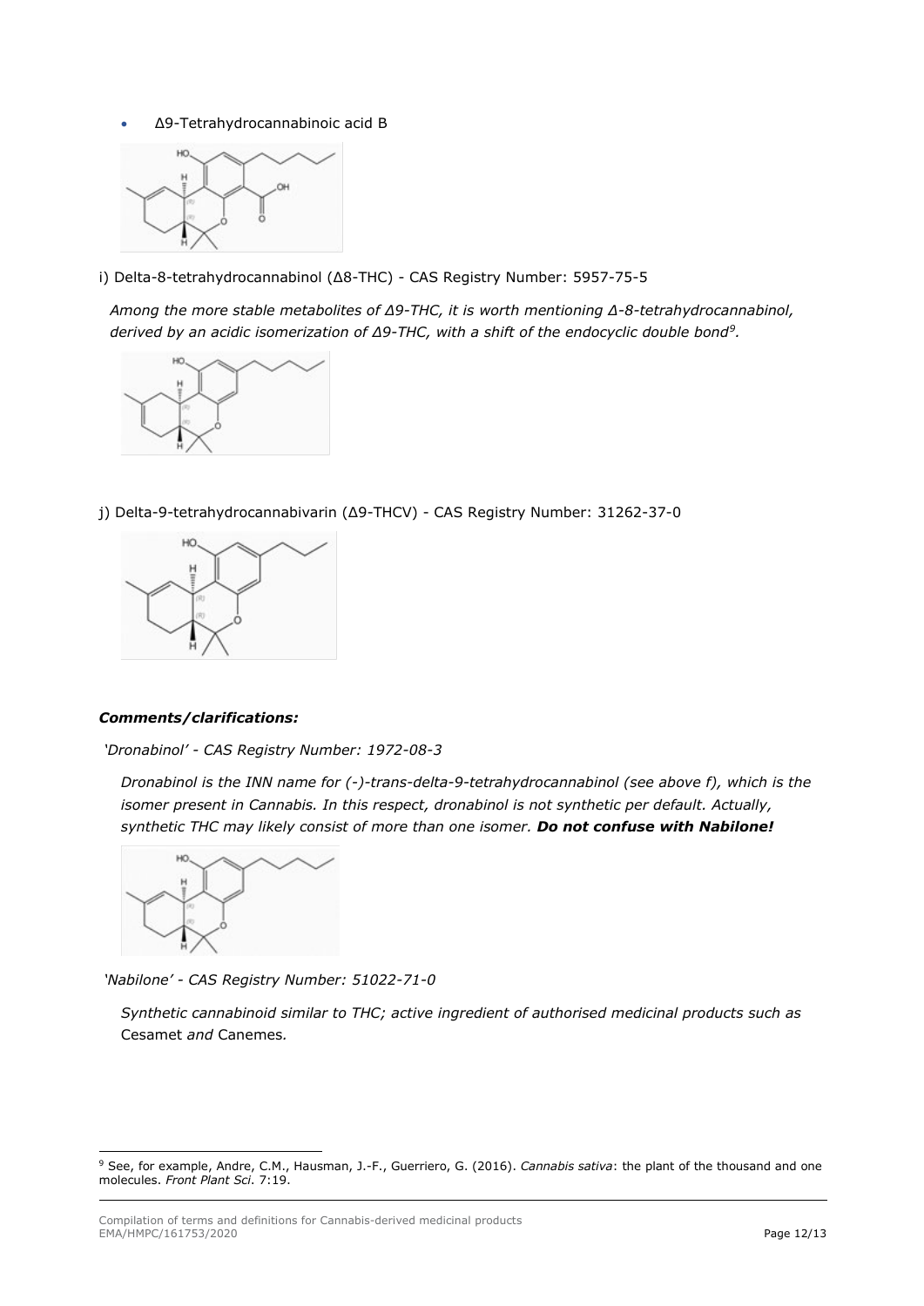- Δ9-Tetrahydrocannabinoic acid B

i) Delta-8-tetrahydrocannabinol (Δ8-THC) - CAS Registry Number: 5957-75-5

*Among the more stable metabolites of Δ9-THC, it is worth mentioning Δ-8-tetrahydrocannabinol, derived by an acidic isomerization of Δ9-THC, with a shift of the endocyclic double bond[9].*

j) Delta-9-tetrahydrocannabivarin (Δ9-THCV) - CAS Registry Number: 31262-37-0

***Comments/clarifications:***

*'Dronabinol' - CAS Registry Number: 1972-08-3*

*Dronabinol is the INN name for (-)-trans-delta-9-tetrahydrocannabinol (see above f), which is the isomer present in Cannabis. In this respect, dronabinol is not synthetic per default. Actually, synthetic THC may likely consist of more than one isomer.* ***Do not confuse with Nabilone!***

*'Nabilone' - CAS Registry Number: 51022-71-0*

*Synthetic cannabinoid similar to THC; active ingredient of authorised medicinal products such as* Cesamet *and* Canemes*.*

---

[9] See, for example, Andre, C.M., Hausman, J.-F., Guerriero, G. (2016). *Cannabis sativa*: the plant of the thousand and one molecules. *Front Plant Sci*. 7:19.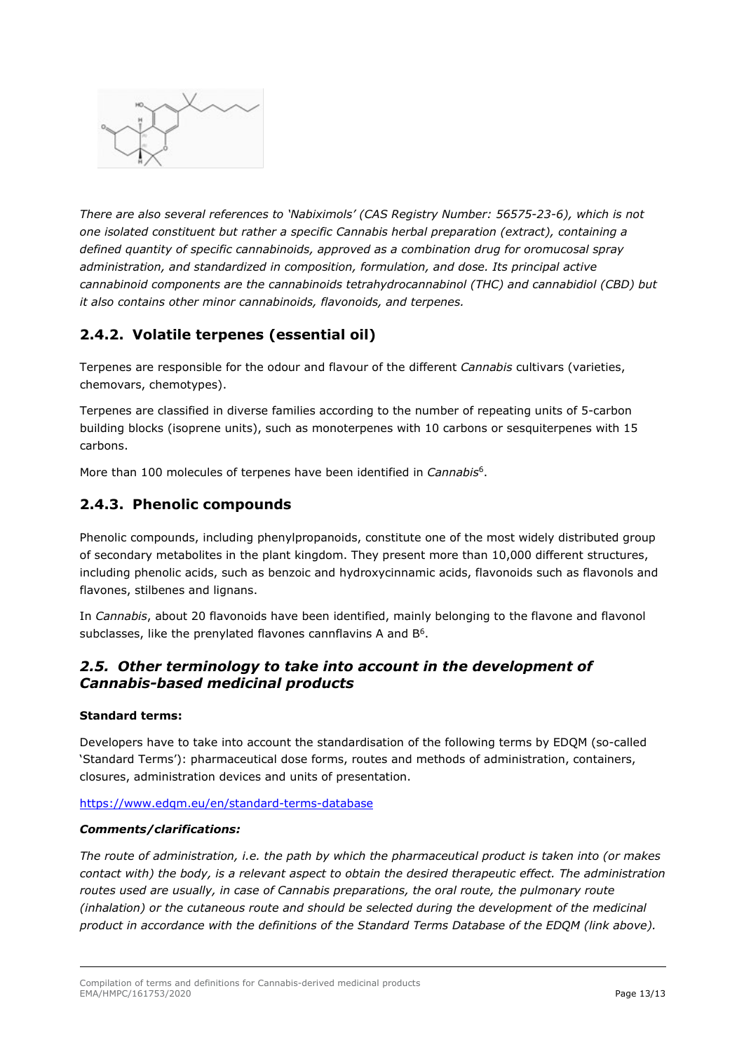*There are also several references to 'Nabiximols' (CAS Registry Number: 56575-23-6), which is not one isolated constituent but rather a specific Cannabis herbal preparation (extract), containing a defined quantity of specific cannabinoids, approved as a combination drug for oromucosal spray administration, and standardized in composition, formulation, and dose. Its principal active cannabinoid components are the cannabinoids tetrahydrocannabinol (THC) and cannabidiol (CBD) but it also contains other minor cannabinoids, flavonoids, and terpenes.*

### 2.4.2. Volatile terpenes (essential oil)

Terpenes are responsible for the odour and flavour of the different *Cannabis* cultivars (varieties, chemovars, chemotypes).

Terpenes are classified in diverse families according to the number of repeating units of 5-carbon building blocks (isoprene units), such as monoterpenes with 10 carbons or sesquiterpenes with 15 carbons.

More than 100 molecules of terpenes have been identified in *Cannabis*[6].

### 2.4.3. Phenolic compounds

Phenolic compounds, including phenylpropanoids, constitute one of the most widely distributed group of secondary metabolites in the plant kingdom. They present more than 10,000 different structures, including phenolic acids, such as benzoic and hydroxycinnamic acids, flavonoids such as flavonols and flavones, stilbenes and lignans.

In *Cannabis*, about 20 flavonoids have been identified, mainly belonging to the flavone and flavonol subclasses, like the prenylated flavones cannflavins A and B[6].

## *2.5. Other terminology to take into account in the development of Cannabis-based medicinal products*

**Standard terms:**

Developers have to take into account the standardisation of the following terms by EDQM (so-called 'Standard Terms'): pharmaceutical dose forms, routes and methods of administration, containers, closures, administration devices and units of presentation.

https://www.edqm.eu/en/standard-terms-database

***Comments/clarifications:***

*The route of administration, i.e. the path by which the pharmaceutical product is taken into (or makes contact with) the body, is a relevant aspect to obtain the desired therapeutic effect. The administration routes used are usually, in case of Cannabis preparations, the oral route, the pulmonary route (inhalation) or the cutaneous route and should be selected during the development of the medicinal product in accordance with the definitions of the Standard Terms Database of the EDQM (link above).*